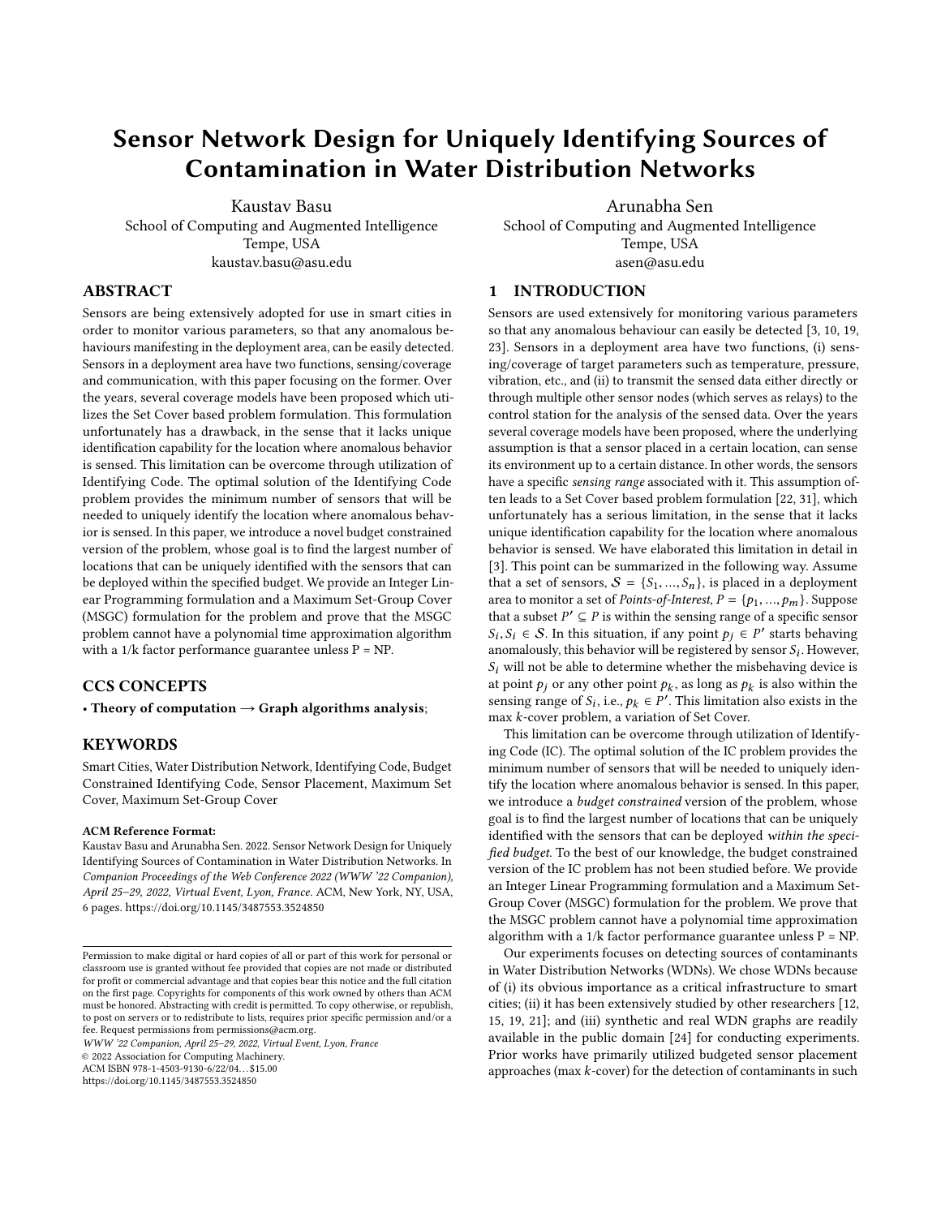# Sensor Network Design for Uniquely Identifying Sources of Contamination in Water Distribution Networks

Kaustav Basu
School of Computing and Augmented Intelligence
Tempe, USA
kaustav.basu@asu.edu

Arunabha Sen
School of Computing and Augmented Intelligence
Tempe, USA
asen@asu.edu

## ABSTRACT

Sensors are being extensively adopted for use in smart cities in order to monitor various parameters, so that any anomalous behaviours manifesting in the deployment area, can be easily detected. Sensors in a deployment area have two functions, sensing/coverage and communication, with this paper focusing on the former. Over the years, several coverage models have been proposed which utilizes the Set Cover based problem formulation. This formulation unfortunately has a drawback, in the sense that it lacks unique identification capability for the location where anomalous behavior is sensed. This limitation can be overcome through utilization of Identifying Code. The optimal solution of the Identifying Code problem provides the minimum number of sensors that will be needed to uniquely identify the location where anomalous behavior is sensed. In this paper, we introduce a novel budget constrained version of the problem, whose goal is to find the largest number of locations that can be uniquely identified with the sensors that can be deployed within the specified budget. We provide an Integer Linear Programming formulation and a Maximum Set-Group Cover (MSGC) formulation for the problem and prove that the MSGC problem cannot have a polynomial time approximation algorithm with a 1/k factor performance guarantee unless P = NP.

## CCS CONCEPTS

• **Theory of computation → Graph algorithms analysis**;

## KEYWORDS

Smart Cities, Water Distribution Network, Identifying Code, Budget Constrained Identifying Code, Sensor Placement, Maximum Set Cover, Maximum Set-Group Cover

**ACM Reference Format:**
Kaustav Basu and Arunabha Sen. 2022. Sensor Network Design for Uniquely Identifying Sources of Contamination in Water Distribution Networks. In *Companion Proceedings of the Web Conference 2022 (WWW '22 Companion), April 25–29, 2022, Virtual Event, Lyon, France.* ACM, New York, NY, USA, 6 pages. https://doi.org/10.1145/3487553.3524850

Permission to make digital or hard copies of all or part of this work for personal or classroom use is granted without fee provided that copies are not made or distributed for profit or commercial advantage and that copies bear this notice and the full citation on the first page. Copyrights for components of this work owned by others than ACM must be honored. Abstracting with credit is permitted. To copy otherwise, or republish, to post on servers or to redistribute to lists, requires prior specific permission and/or a fee. Request permissions from permissions@acm.org.
*WWW '22 Companion, April 25–29, 2022, Virtual Event, Lyon, France*
© 2022 Association for Computing Machinery.
ACM ISBN 978-1-4503-9130-6/22/04…$15.00
https://doi.org/10.1145/3487553.3524850

## 1 INTRODUCTION

Sensors are used extensively for monitoring various parameters so that any anomalous behaviour can easily be detected [3, 10, 19, 23]. Sensors in a deployment area have two functions, (i) sensing/coverage of target parameters such as temperature, pressure, vibration, etc., and (ii) to transmit the sensed data either directly or through multiple other sensor nodes (which serves as relays) to the control station for the analysis of the sensed data. Over the years several coverage models have been proposed, where the underlying assumption is that a sensor placed in a certain location, can sense its environment up to a certain distance. In other words, the sensors have a specific *sensing range* associated with it. This assumption often leads to a Set Cover based problem formulation [22, 31], which unfortunately has a serious limitation, in the sense that it lacks unique identification capability for the location where anomalous behavior is sensed. We have elaborated this limitation in detail in [3]. This point can be summarized in the following way. Assume that a set of sensors, $\mathcal{S} = \{S_1, ..., S_n\}$, is placed in a deployment area to monitor a set of *Points-of-Interest*, $P = \{p_1, ..., p_m\}$. Suppose that a subset $P' \subseteq P$ is within the sensing range of a specific sensor $S_i, S_i \in \mathcal{S}$. In this situation, if any point $p_j \in P'$ starts behaving anomalously, this behavior will be registered by sensor $S_i$. However, $S_i$ will not be able to determine whether the misbehaving device is at point $p_j$ or any other point $p_k$, as long as $p_k$ is also within the sensing range of $S_i$, i.e., $p_k \in P'$. This limitation also exists in the max $k$-cover problem, a variation of Set Cover.

This limitation can be overcome through utilization of Identifying Code (IC). The optimal solution of the IC problem provides the minimum number of sensors that will be needed to uniquely identify the location where anomalous behavior is sensed. In this paper, we introduce a *budget constrained* version of the problem, whose goal is to find the largest number of locations that can be uniquely identified with the sensors that can be deployed *within the specified budget*. To the best of our knowledge, the budget constrained version of the IC problem has not been studied before. We provide an Integer Linear Programming formulation and a Maximum Set-Group Cover (MSGC) formulation for the problem. We prove that the MSGC problem cannot have a polynomial time approximation algorithm with a 1/k factor performance guarantee unless P = NP.

Our experiments focuses on detecting sources of contaminants in Water Distribution Networks (WDNs). We chose WDNs because of (i) its obvious importance as a critical infrastructure to smart cities; (ii) it has been extensively studied by other researchers [12, 15, 19, 21]; and (iii) synthetic and real WDN graphs are readily available in the public domain [24] for conducting experiments. Prior works have primarily utilized budgeted sensor placement approaches (max $k$-cover) for the detection of contaminants in such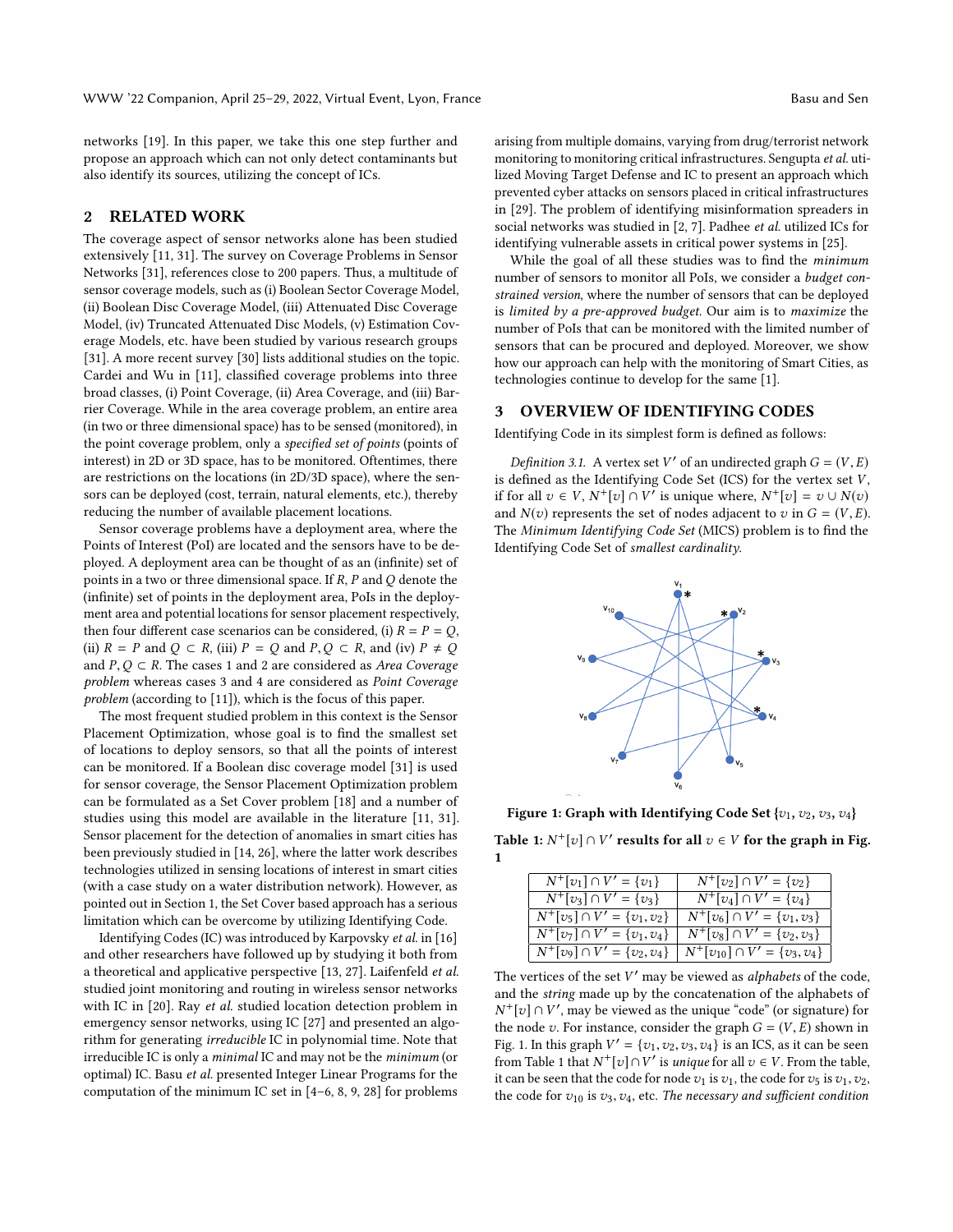networks [19]. In this paper, we take this one step further and propose an approach which can not only detect contaminants but also identify its sources, utilizing the concept of ICs.

## 2 RELATED WORK

The coverage aspect of sensor networks alone has been studied extensively [11, 31]. The survey on Coverage Problems in Sensor Networks [31], references close to 200 papers. Thus, a multitude of sensor coverage models, such as (i) Boolean Sector Coverage Model, (ii) Boolean Disc Coverage Model, (iii) Attenuated Disc Coverage Model, (iv) Truncated Attenuated Disc Models, (v) Estimation Coverage Models, etc. have been studied by various research groups [31]. A more recent survey [30] lists additional studies on the topic. Cardei and Wu in [11], classified coverage problems into three broad classes, (i) Point Coverage, (ii) Area Coverage, and (iii) Barrier Coverage. While in the area coverage problem, an entire area (in two or three dimensional space) has to be sensed (monitored), in the point coverage problem, only a *specified set of points* (points of interest) in 2D or 3D space, has to be monitored. Oftentimes, there are restrictions on the locations (in 2D/3D space), where the sensors can be deployed (cost, terrain, natural elements, etc.), thereby reducing the number of available placement locations.

Sensor coverage problems have a deployment area, where the Points of Interest (PoI) are located and the sensors have to be deployed. A deployment area can be thought of as an (infinite) set of points in a two or three dimensional space. If $R$, $P$ and $Q$ denote the (infinite) set of points in the deployment area, PoIs in the deployment area and potential locations for sensor placement respectively, then four different case scenarios can be considered, (i) $R = P = Q$, (ii) $R = P$ and $Q \subset R$, (iii) $P = Q$ and $P, Q \subset R$, and (iv) $P \neq Q$ and $P, Q \subset R$. The cases 1 and 2 are considered as *Area Coverage problem* whereas cases 3 and 4 are considered as *Point Coverage problem* (according to [11]), which is the focus of this paper.

The most frequent studied problem in this context is the Sensor Placement Optimization, whose goal is to find the smallest set of locations to deploy sensors, so that all the points of interest can be monitored. If a Boolean disc coverage model [31] is used for sensor coverage, the Sensor Placement Optimization problem can be formulated as a Set Cover problem [18] and a number of studies using this model are available in the literature [11, 31]. Sensor placement for the detection of anomalies in smart cities has been previously studied in [14, 26], where the latter work describes technologies utilized in sensing locations of interest in smart cities (with a case study on a water distribution network). However, as pointed out in Section 1, the Set Cover based approach has a serious limitation which can be overcome by utilizing Identifying Code.

Identifying Codes (IC) was introduced by Karpovsky *et al.* in [16] and other researchers have followed up by studying it both from a theoretical and applicative perspective [13, 27]. Laifenfeld *et al.* studied joint monitoring and routing in wireless sensor networks with IC in [20]. Ray *et al.* studied location detection problem in emergency sensor networks, using IC [27] and presented an algorithm for generating *irreducible* IC in polynomial time. Note that irreducible IC is only a *minimal* IC and may not be the *minimum* (or optimal) IC. Basu *et al.* presented Integer Linear Programs for the computation of the minimum IC set in [4–6, 8, 9, 28] for problems arising from multiple domains, varying from drug/terrorist network monitoring to monitoring critical infrastructures. Sengupta *et al.* utilized Moving Target Defense and IC to present an approach which prevented cyber attacks on sensors placed in critical infrastructures in [29]. The problem of identifying misinformation spreaders in social networks was studied in [2, 7]. Padhee *et al.* utilized ICs for identifying vulnerable assets in critical power systems in [25].

While the goal of all these studies was to find the *minimum* number of sensors to monitor all PoIs, we consider a *budget constrained version*, where the number of sensors that can be deployed is *limited by a pre-approved budget*. Our aim is to *maximize* the number of PoIs that can be monitored with the limited number of sensors that can be procured and deployed. Moreover, we show how our approach can help with the monitoring of Smart Cities, as technologies continue to develop for the same [1].

## 3 OVERVIEW OF IDENTIFYING CODES

Identifying Code in its simplest form is defined as follows:

*Definition 3.1.* A vertex set $V'$ of an undirected graph $G = (V, E)$ is defined as the Identifying Code Set (ICS) for the vertex set $V$, if for all $v \in V$, $N^+[v] \cap V'$ is unique where, $N^+[v] = v \cup N(v)$ and $N(v)$ represents the set of nodes adjacent to $v$ in $G = (V, E)$. The *Minimum Identifying Code Set* (MICS) problem is to find the Identifying Code Set of *smallest cardinality.*

**Figure 1: Graph with Identifying Code Set $\{v_1, v_2, v_3, v_4\}$**

**Table 1: $N^+[v] \cap V'$ results for all $v \in V$ for the graph in Fig. 1**

| | |
|---|---|
| $N^+[v_1] \cap V' = \{v_1\}$ | $N^+[v_2] \cap V' = \{v_2\}$ |
| $N^+[v_3] \cap V' = \{v_3\}$ | $N^+[v_4] \cap V' = \{v_4\}$ |
| $N^+[v_5] \cap V' = \{v_1, v_2\}$ | $N^+[v_6] \cap V' = \{v_1, v_3\}$ |
| $N^+[v_7] \cap V' = \{v_1, v_4\}$ | $N^+[v_8] \cap V' = \{v_2, v_3\}$ |
| $N^+[v_9] \cap V' = \{v_2, v_4\}$ | $N^+[v_{10}] \cap V' = \{v_3, v_4\}$ |

The vertices of the set $V'$ may be viewed as *alphabets* of the code, and the *string* made up by the concatenation of the alphabets of $N^+[v] \cap V'$, may be viewed as the unique "code" (or signature) for the node $v$. For instance, consider the graph $G = (V, E)$ shown in Fig. 1. In this graph $V' = \{v_1, v_2, v_3, v_4\}$ is an ICS, as it can be seen from Table 1 that $N^+[v] \cap V'$ is *unique* for all $v \in V$. From the table, it can be seen that the code for node $v_1$ is $v_1$, the code for $v_5$ is $v_1, v_2$, the code for $v_{10}$ is $v_3, v_4$, etc. *The necessary and sufficient condition*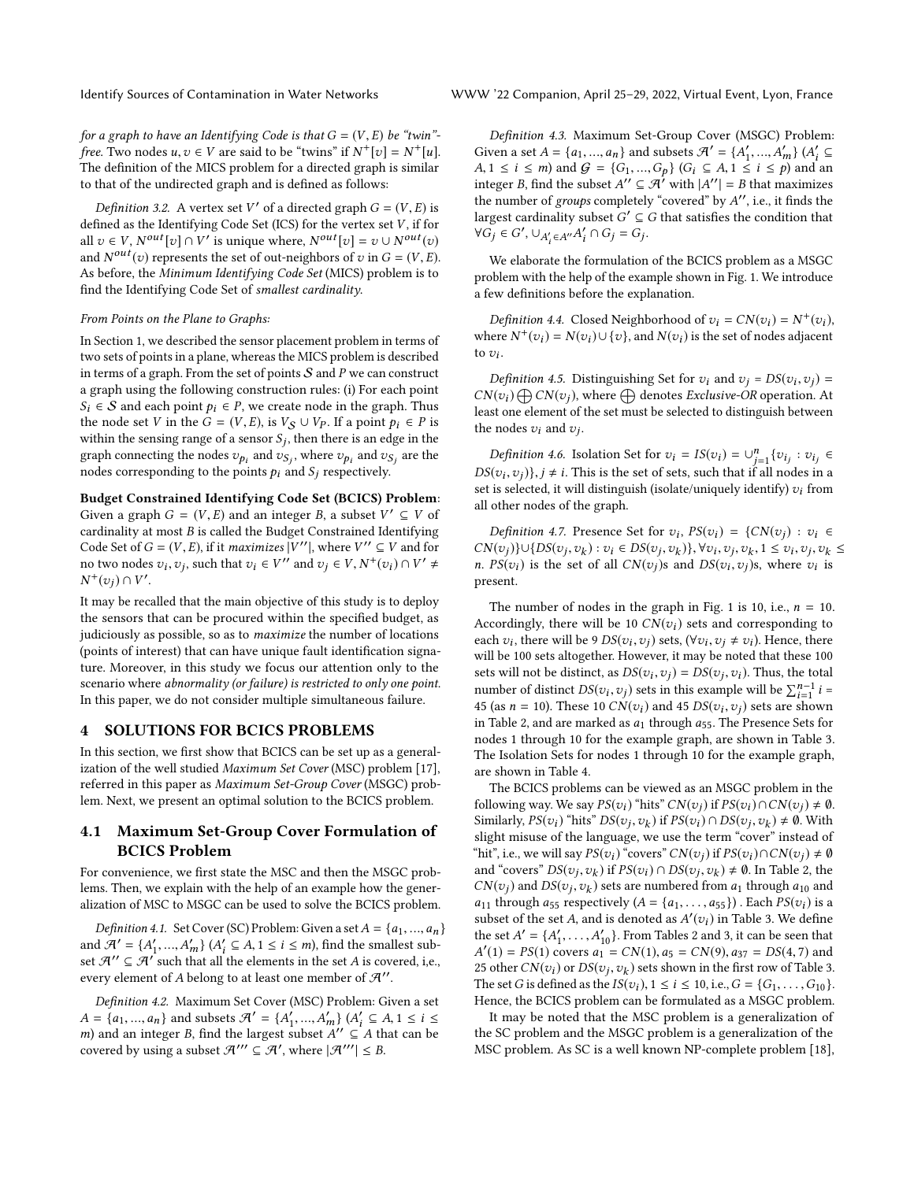*for a graph to have an Identifying Code is that* $G = (V, E)$ *be "twin"-free.* Two nodes $u, v \in V$ are said to be "twins" if $N^+[v] = N^+[u]$. The definition of the MICS problem for a directed graph is similar to that of the undirected graph and is defined as follows:

*Definition 3.2.* A vertex set $V'$ of a directed graph $G = (V, E)$ is defined as the Identifying Code Set (ICS) for the vertex set $V$, if for all $v \in V$, $N^{out}[v] \cap V'$ is unique where, $N^{out}[v] = v \cup N^{out}(v)$ and $N^{out}(v)$ represents the set of out-neighbors of $v$ in $G = (V, E)$. As before, the *Minimum Identifying Code Set* (MICS) problem is to find the Identifying Code Set of *smallest cardinality*.

*From Points on the Plane to Graphs:*

In Section 1, we described the sensor placement problem in terms of two sets of points in a plane, whereas the MICS problem is described in terms of a graph. From the set of points $\mathcal{S}$ and $P$ we can construct a graph using the following construction rules: (i) For each point $S_i \in \mathcal{S}$ and each point $p_i \in P$, we create node in the graph. Thus the node set $V$ in the $G = (V, E)$, is $V_{\mathcal{S}} \cup V_P$. If a point $p_i \in P$ is within the sensing range of a sensor $S_j$, then there is an edge in the graph connecting the nodes $v_{p_i}$ and $v_{S_j}$, where $v_{p_i}$ and $v_{S_j}$ are the nodes corresponding to the points $p_i$ and $S_j$ respectively.

**Budget Constrained Identifying Code Set (BCICS) Problem**: Given a graph $G = (V, E)$ and an integer $B$, a subset $V' \subseteq V$ of cardinality at most $B$ is called the Budget Constrained Identifying Code Set of $G = (V, E)$, if it *maximizes* $|V''|$, where $V'' \subseteq V$ and for no two nodes $v_i, v_j$, such that $v_i \in V''$ and $v_j \in V, N^+(v_i) \cap V' \neq N^+(v_j) \cap V'$.

It may be recalled that the main objective of this study is to deploy the sensors that can be procured within the specified budget, as judiciously as possible, so as to *maximize* the number of locations (points of interest) that can have unique fault identification signature. Moreover, in this study we focus our attention only to the scenario where *abnormality (or failure) is restricted to only one point*. In this paper, we do not consider multiple simultaneous failure.

## 4 SOLUTIONS FOR BCICS PROBLEMS

In this section, we first show that BCICS can be set up as a generalization of the well studied *Maximum Set Cover* (MSC) problem [17], referred in this paper as *Maximum Set-Group Cover* (MSGC) problem. Next, we present an optimal solution to the BCICS problem.

### 4.1 Maximum Set-Group Cover Formulation of BCICS Problem

For convenience, we first state the MSC and then the MSGC problems. Then, we explain with the help of an example how the generalization of MSC to MSGC can be used to solve the BCICS problem.

*Definition 4.1.* Set Cover (SC) Problem: Given a set $A = \{a_1, ..., a_n\}$ and $\mathcal{A}' = \{A'_1, ..., A'_m\}$ ($A'_i \subseteq A, 1 \leq i \leq m$), find the smallest subset $\mathcal{A}'' \subseteq \mathcal{A}'$ such that all the elements in the set $A$ is covered, i,e., every element of $A$ belong to at least one member of $\mathcal{A}''$.

*Definition 4.2.* Maximum Set Cover (MSC) Problem: Given a set $A = \{a_1, ..., a_n\}$ and subsets $\mathcal{A}' = \{A'_1, ..., A'_m\}$ ($A'_i \subseteq A, 1 \leq i \leq m$) and an integer $B$, find the largest subset $A'' \subseteq A$ that can be covered by using a subset $\mathcal{A}''' \subseteq \mathcal{A}'$, where $|\mathcal{A}'''| \leq B$.

*Definition 4.3.* Maximum Set-Group Cover (MSGC) Problem: Given a set $A = \{a_1, ..., a_n\}$ and subsets $\mathcal{A}' = \{A'_1, ..., A'_m\}$ ($A'_i \subseteq A, 1 \leq i \leq m$) and $\mathcal{G} = \{G_1, ..., G_p\}$ ($G_i \subseteq A, 1 \leq i \leq p$) and an integer $B$, find the subset $A'' \subseteq \mathcal{A}'$ with $|A''| = B$ that maximizes the number of *groups* completely "covered" by $A''$, i.e., it finds the largest cardinality subset $G' \subseteq G$ that satisfies the condition that $\forall G_j \in G', \cup_{A'_i \in A''} A'_i \cap G_j = G_j$.

We elaborate the formulation of the BCICS problem as a MSGC problem with the help of the example shown in Fig. 1. We introduce a few definitions before the explanation.

*Definition 4.4.* Closed Neighborhood of $v_i = CN(v_i) = N^+(v_i)$, where $N^+(v_i) = N(v_i) \cup \{v\}$, and $N(v_i)$ is the set of nodes adjacent to $v_i$.

*Definition 4.5.* Distinguishing Set for $v_i$ and $v_j = DS(v_i, v_j) = CN(v_i) \bigoplus CN(v_j)$, where $\bigoplus$ denotes *Exclusive-OR* operation. At least one element of the set must be selected to distinguish between the nodes $v_i$ and $v_j$.

*Definition 4.6.* Isolation Set for $v_i = IS(v_i) = \cup_{j=1}^{n} \{v_{i_j} : v_{i_j} \in DS(v_i, v_j)\}, j \neq i$. This is the set of sets, such that if all nodes in a set is selected, it will distinguish (isolate/uniquely identify) $v_i$ from all other nodes of the graph.

*Definition 4.7.* Presence Set for $v_i$, $PS(v_i) = \{CN(v_j) : v_i \in CN(v_j)\} \cup \{DS(v_j, v_k) : v_i \in DS(v_j, v_k)\}, \forall v_i, v_j, v_k, 1 \leq v_i, v_j, v_k \leq n$. $PS(v_i)$ is the set of all $CN(v_j)$s and $DS(v_i, v_j)$s, where $v_i$ is present.

The number of nodes in the graph in Fig. 1 is 10, i.e., $n = 10$. Accordingly, there will be 10 $CN(v_i)$ sets and corresponding to each $v_i$, there will be 9 $DS(v_i, v_j)$ sets, ($\forall v_i, v_j \neq v_i$). Hence, there will be 100 sets altogether. However, it may be noted that these 100 sets will not be distinct, as $DS(v_i, v_j) = DS(v_j, v_i)$. Thus, the total number of distinct $DS(v_i, v_j)$ sets in this example will be $\sum_{i=1}^{n-1} i = 45$ (as $n = 10$). These 10 $CN(v_i)$ and 45 $DS(v_i, v_j)$ sets are shown in Table 2, and are marked as $a_1$ through $a_{55}$. The Presence Sets for nodes 1 through 10 for the example graph, are shown in Table 3. The Isolation Sets for nodes 1 through 10 for the example graph, are shown in Table 4.

The BCICS problems can be viewed as an MSGC problem in the following way. We say $PS(v_i)$ "hits" $CN(v_j)$ if $PS(v_i) \cap CN(v_j) \neq \emptyset$. Similarly, $PS(v_i)$ "hits" $DS(v_j, v_k)$ if $PS(v_i) \cap DS(v_j, v_k) \neq \emptyset$. With slight misuse of the language, we use the term "cover" instead of "hit", i.e., we will say $PS(v_i)$ "covers" $CN(v_j)$ if $PS(v_i) \cap CN(v_j) \neq \emptyset$ and "covers" $DS(v_j, v_k)$ if $PS(v_i) \cap DS(v_j, v_k) \neq \emptyset$. In Table 2, the $CN(v_j)$ and $DS(v_j, v_k)$ sets are numbered from $a_1$ through $a_{10}$ and $a_{11}$ through $a_{55}$ respectively ($A = \{a_1, \ldots, a_{55}\}$) . Each $PS(v_i)$ is a subset of the set $A$, and is denoted as $A'(v_i)$ in Table 3. We define the set $A' = \{A'_1, \ldots, A'_{10}\}$. From Tables 2 and 3, it can be seen that $A'(1) = PS(1)$ covers $a_1 = CN(1), a_5 = CN(9), a_{37} = DS(4, 7)$ and 25 other $CN(v_i)$ or $DS(v_j, v_k)$ sets shown in the first row of Table 3. The set $G$ is defined as the $IS(v_i), 1 \leq i \leq 10$, i.e., $G = \{G_1, \ldots, G_{10}\}$. Hence, the BCICS problem can be formulated as a MSGC problem.

It may be noted that the MSC problem is a generalization of the SC problem and the MSGC problem is a generalization of the MSC problem. As SC is a well known NP-complete problem [18],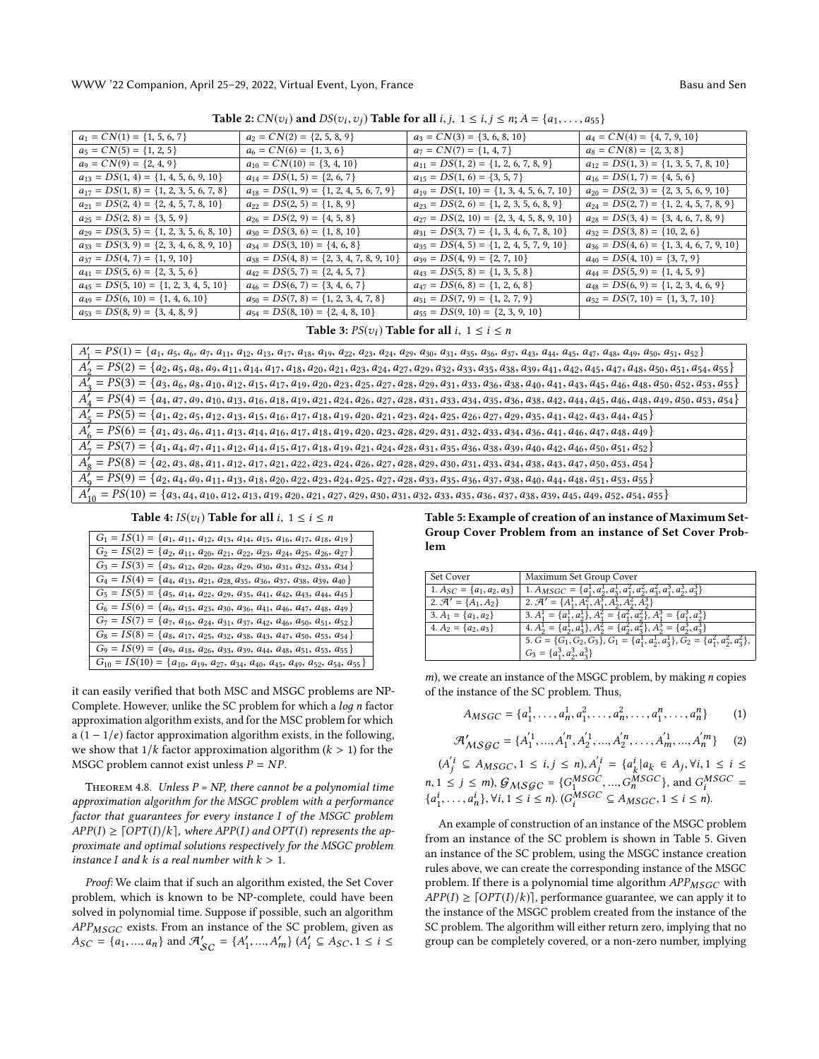**Table 2: $CN(v_i)$ and $DS(v_i, v_j)$ Table for all $i, j,\ 1 \le i, j \le n$; $A = \{a_1, \ldots, a_{55}\}$**

| | | | |
|---|---|---|---|
| $a_1 = CN(1) = \{1, 5, 6, 7\}$ | $a_2 = CN(2) = \{2, 5, 8, 9\}$ | $a_3 = CN(3) = \{3, 6, 8, 10\}$ | $a_4 = CN(4) = \{4, 7, 9, 10\}$ |
| $a_5 = CN(5) = \{1, 2, 5\}$ | $a_6 = CN(6) = \{1, 3, 6\}$ | $a_7 = CN(7) = \{1, 4, 7\}$ | $a_8 = CN(8) = \{2, 3, 8\}$ |
| $a_9 = CN(9) = \{2, 4, 9\}$ | $a_{10} = CN(10) = \{3, 4, 10\}$ | $a_{11} = DS(1, 2) = \{1, 2, 6, 7, 8, 9\}$ | $a_{12} = DS(1, 3) = \{1, 3, 5, 7, 8, 10\}$ |
| $a_{13} = DS(1, 4) = \{1, 4, 5, 6, 9, 10\}$ | $a_{14} = DS(1, 5) = \{2, 6, 7\}$ | $a_{15} = DS(1, 6) = \{3, 5, 7\}$ | $a_{16} = DS(1, 7) = \{4, 5, 6\}$ |
| $a_{17} = DS(1, 8) = \{1, 2, 3, 5, 6, 7, 8\}$ | $a_{18} = DS(1, 9) = \{1, 2, 4, 5, 6, 7, 9\}$ | $a_{19} = DS(1, 10) = \{1, 3, 4, 5, 6, 7, 10\}$ | $a_{20} = DS(2, 3) = \{2, 3, 5, 6, 9, 10\}$ |
| $a_{21} = DS(2, 4) = \{2, 4, 5, 7, 8, 10\}$ | $a_{22} = DS(2, 5) = \{1, 8, 9\}$ | $a_{23} = DS(2, 6) = \{1, 2, 3, 5, 6, 8, 9\}$ | $a_{24} = DS(2, 7) = \{1, 2, 4, 5, 7, 8, 9\}$ |
| $a_{25} = DS(2, 8) = \{3, 5, 9\}$ | $a_{26} = DS(2, 9) = \{4, 5, 8\}$ | $a_{27} = DS(2, 10) = \{2, 3, 4, 5, 8, 9, 10\}$ | $a_{28} = DS(3, 4) = \{3, 4, 6, 7, 8, 9\}$ |
| $a_{29} = DS(3, 5) = \{1, 2, 3, 5, 6, 8, 10\}$ | $a_{30} = DS(3, 6) = \{1, 8, 10\}$ | $a_{31} = DS(3, 7) = \{1, 3, 4, 6, 7, 8, 10\}$ | $a_{32} = DS(3, 8) = \{10, 2, 6\}$ |
| $a_{33} = DS(3, 9) = \{2, 3, 4, 6, 8, 9, 10\}$ | $a_{34} = DS(3, 10) = \{4, 6, 8\}$ | $a_{35} = DS(4, 5) = \{1, 2, 4, 5, 7, 9, 10\}$ | $a_{36} = DS(4, 6) = \{1, 3, 4, 6, 7, 9, 10\}$ |
| $a_{37} = DS(4, 7) = \{1, 9, 10\}$ | $a_{38} = DS(4, 8) = \{2, 3, 4, 7, 8, 9, 10\}$ | $a_{39} = DS(4, 9) = \{2, 7, 10\}$ | $a_{40} = DS(4, 10) = \{3, 7, 9\}$ |
| $a_{41} = DS(5, 6) = \{2, 3, 5, 6\}$ | $a_{42} = DS(5, 7) = \{2, 4, 5, 7\}$ | $a_{43} = DS(5, 8) = \{1, 3, 5, 8\}$ | $a_{44} = DS(5, 9) = \{1, 4, 5, 9\}$ |
| $a_{45} = DS(5, 10) = \{1, 2, 3, 4, 5, 10\}$ | $a_{46} = DS(6, 7) = \{3, 4, 6, 7\}$ | $a_{47} = DS(6, 8) = \{1, 2, 6, 8\}$ | $a_{48} = DS(6, 9) = \{1, 2, 3, 4, 6, 9\}$ |
| $a_{49} = DS(6, 10) = \{1, 4, 6, 10\}$ | $a_{50} = DS(7, 8) = \{1, 2, 3, 4, 7, 8\}$ | $a_{51} = DS(7, 9) = \{1, 2, 7, 9\}$ | $a_{52} = DS(7, 10) = \{1, 3, 7, 10\}$ |
| $a_{53} = DS(8, 9) = \{3, 4, 8, 9\}$ | $a_{54} = DS(8, 10) = \{2, 4, 8, 10\}$ | $a_{55} = DS(9, 10) = \{2, 3, 9, 10\}$ | |

**Table 3: $PS(v_i)$ Table for all $i,\ 1 \le i \le n$**

| |
|---|
| $A'_1 = PS(1) = \{a_1, a_5, a_6, a_7, a_{11}, a_{12}, a_{13}, a_{17}, a_{18}, a_{19}, a_{22}, a_{23}, a_{24}, a_{29}, a_{30}, a_{31}, a_{35}, a_{36}, a_{37}, a_{43}, a_{44}, a_{45}, a_{47}, a_{48}, a_{49}, a_{50}, a_{51}, a_{52}\}$ |
| $A'_2 = PS(2) = \{a_2, a_5, a_8, a_9, a_{11}, a_{14}, a_{17}, a_{18}, a_{20}, a_{21}, a_{23}, a_{24}, a_{27}, a_{29}, a_{32}, a_{33}, a_{35}, a_{38}, a_{39}, a_{41}, a_{42}, a_{45}, a_{47}, a_{48}, a_{50}, a_{51}, a_{54}, a_{55}\}$ |
| $A'_3 = PS(3) = \{a_3, a_6, a_8, a_{10}, a_{12}, a_{15}, a_{17}, a_{19}, a_{20}, a_{23}, a_{25}, a_{27}, a_{28}, a_{29}, a_{31}, a_{33}, a_{36}, a_{38}, a_{40}, a_{41}, a_{43}, a_{45}, a_{46}, a_{48}, a_{50}, a_{52}, a_{53}, a_{55}\}$ |
| $A'_4 = PS(4) = \{a_4, a_7, a_9, a_{10}, a_{13}, a_{16}, a_{18}, a_{19}, a_{21}, a_{24}, a_{26}, a_{27}, a_{28}, a_{31}, a_{33}, a_{34}, a_{35}, a_{36}, a_{38}, a_{42}, a_{44}, a_{45}, a_{46}, a_{48}, a_{49}, a_{50}, a_{53}, a_{54}\}$ |
| $A'_5 = PS(5) = \{a_1, a_2, a_5, a_{12}, a_{13}, a_{15}, a_{16}, a_{17}, a_{18}, a_{19}, a_{20}, a_{21}, a_{23}, a_{24}, a_{25}, a_{26}, a_{27}, a_{29}, a_{35}, a_{41}, a_{42}, a_{43}, a_{44}, a_{45}\}$ |
| $A'_6 = PS(6) = \{a_1, a_3, a_6, a_{11}, a_{13}, a_{14}, a_{16}, a_{17}, a_{18}, a_{19}, a_{20}, a_{23}, a_{28}, a_{29}, a_{31}, a_{32}, a_{33}, a_{34}, a_{36}, a_{41}, a_{46}, a_{47}, a_{48}, a_{49}\}$ |
| $A'_7 = PS(7) = \{a_1, a_4, a_7, a_{11}, a_{12}, a_{14}, a_{15}, a_{17}, a_{18}, a_{19}, a_{21}, a_{24}, a_{28}, a_{31}, a_{35}, a_{36}, a_{38}, a_{39}, a_{40}, a_{42}, a_{46}, a_{50}, a_{51}, a_{52}\}$ |
| $A'_8 = PS(8) = \{a_2, a_3, a_8, a_{11}, a_{12}, a_{17}, a_{21}, a_{22}, a_{23}, a_{24}, a_{26}, a_{27}, a_{28}, a_{29}, a_{30}, a_{31}, a_{33}, a_{34}, a_{38}, a_{43}, a_{47}, a_{50}, a_{53}, a_{54}\}$ |
| $A'_9 = PS(9) = \{a_2, a_4, a_9, a_{11}, a_{13}, a_{18}, a_{20}, a_{22}, a_{23}, a_{24}, a_{25}, a_{27}, a_{28}, a_{33}, a_{35}, a_{36}, a_{37}, a_{38}, a_{40}, a_{44}, a_{48}, a_{51}, a_{53}, a_{55}\}$ |
| $A'_{10} = PS(10) = \{a_3, a_4, a_{10}, a_{12}, a_{13}, a_{19}, a_{20}, a_{21}, a_{27}, a_{29}, a_{30}, a_{31}, a_{32}, a_{33}, a_{35}, a_{36}, a_{37}, a_{38}, a_{39}, a_{45}, a_{49}, a_{52}, a_{54}, a_{55}\}$ |

**Table 4: $IS(v_i)$ Table for all $i,\ 1 \le i \le n$**

| |
|---|
| $G_1 = IS(1) = \{a_1, a_{11}, a_{12}, a_{13}, a_{14}, a_{15}, a_{16}, a_{17}, a_{18}, a_{19}\}$ |
| $G_2 = IS(2) = \{a_2, a_{11}, a_{20}, a_{21}, a_{22}, a_{23}, a_{24}, a_{25}, a_{26}, a_{27}\}$ |
| $G_3 = IS(3) = \{a_3, a_{12}, a_{20}, a_{28}, a_{29}, a_{30}, a_{31}, a_{32}, a_{33}, a_{34}\}$ |
| $G_4 = IS(4) = \{a_4, a_{13}, a_{21}, a_{28}, a_{35}, a_{36}, a_{37}, a_{38}, a_{39}, a_{40}\}$ |
| $G_5 = IS(5) = \{a_5, a_{14}, a_{22}, a_{29}, a_{35}, a_{41}, a_{42}, a_{43}, a_{44}, a_{45}\}$ |
| $G_6 = IS(6) = \{a_6, a_{15}, a_{23}, a_{30}, a_{36}, a_{41}, a_{46}, a_{47}, a_{48}, a_{49}\}$ |
| $G_7 = IS(7) = \{a_7, a_{16}, a_{24}, a_{31}, a_{37}, a_{42}, a_{46}, a_{50}, a_{51}, a_{52}\}$ |
| $G_8 = IS(8) = \{a_8, a_{17}, a_{25}, a_{32}, a_{38}, a_{43}, a_{47}, a_{50}, a_{53}, a_{54}\}$ |
| $G_9 = IS(9) = \{a_9, a_{18}, a_{26}, a_{33}, a_{39}, a_{44}, a_{48}, a_{51}, a_{53}, a_{55}\}$ |
| $G_{10} = IS(10) = \{a_{10}, a_{19}, a_{27}, a_{34}, a_{40}, a_{45}, a_{49}, a_{52}, a_{54}, a_{55}\}$ |

it can easily verified that both MSC and MSGC problems are NP-Complete. However, unlike the SC problem for which a $log\ n$ factor approximation algorithm exists, and for the MSC problem for which a $(1 - 1/e)$ factor approximation algorithm exists, in the following, we show that $1/k$ factor approximation algorithm $(k > 1)$ for the MSGC problem cannot exist unless $P = NP$.

Theorem 4.8. *Unless $P = NP$, there cannot be a polynomial time approximation algorithm for the MSGC problem with a performance factor that guarantees for every instance $I$ of the MSGC problem $APP(I) \ge \lceil OPT(I)/k \rceil$, where $APP(I)$ and $OPT(I)$ represent the approximate and optimal solutions respectively for the MSGC problem instance $I$ and $k$ is a real number with $k > 1$.*

*Proof:* We claim that if such an algorithm existed, the Set Cover problem, which is known to be NP-complete, could have been solved in polynomial time. Suppose if possible, such an algorithm $APP_{MSGC}$ exists. From an instance of the SC problem, given as $A_{SC} = \{a_1, ..., a_n\}$ and $\mathcal{A}'_{SC} = \{A'_1, ..., A'_m\}$ ($A'_i \subseteq A_{SC}, 1 \le i \le m$), we create an instance of the MSGC problem, by making $n$ copies of the instance of the SC problem. Thus,

**Table 5: Example of creation of an instance of Maximum Set-Group Cover Problem from an instance of Set Cover Problem**

| Set Cover | Maximum Set Group Cover |
|---|---|
| 1. $A_{SC} = \{a_1, a_2, a_3\}$ | 1. $A_{MSGC} = \{a_1^1, a_2^1, a_3^1, a_1^2, a_2^2, a_3^2, a_1^3, a_2^3, a_3^3\}$ |
| 2. $\mathcal{A}' = \{A_1, A_2\}$ | 2. $\mathcal{A}' = \{A_1^1, A_1^2, A_1^3, A_2^1, A_2^2, A_2^3\}$ |
| 3. $A_1 = \{a_1, a_2\}$ | 3. $A_1^1 = \{a_1^1, a_2^1\}, A_1^2 = \{a_1^2, a_2^2\}, A_1^3 = \{a_1^3, a_2^3\}$ |
| 4. $A_2 = \{a_2, a_3\}$ | 4. $A_2^1 = \{a_2^1, a_3^1\}, A_2^2 = \{a_2^2, a_3^2\}, A_2^3 = \{a_2^3, a_3^3\}$ |
| | 5. $G = \{G_1, G_2, G_3\}, G_1 = \{a_1^1, a_2^1, a_3^1\}, G_2 = \{a_1^2, a_2^2, a_3^2\}, G_3 = \{a_1^3, a_2^3, a_3^3\}$ |

$$A_{MSGC} = \{a_1^1, \ldots, a_n^1, a_1^2, \ldots, a_n^2, \ldots, a_1^n, \ldots, a_n^n\} \tag{1}$$

$$\mathcal{A}'_{MSGC} = \{A_1'^1, ..., A_1'^n, A_2'^1, ..., A_2'^n, \ldots, A_m'^1, ..., A_n'^m\} \tag{2}$$

$(A_j'^i \subseteq A_{MSGC}, 1 \le i, j \le n)$, $A_j'^i = \{a_k^i | a_k \in A_j, \forall i, 1 \le i \le n, 1 \le j \le m\}$, $\mathcal{G}_{MSGC} = \{G_1^{MSGC}, ..., G_n^{MSGC}\}$, and $G_i^{MSGC} = \{a_1^i, \ldots, a_n^i\}, \forall i, 1 \le i \le n)$. $(G_i^{MSGC} \subseteq A_{MSGC}, 1 \le i \le n)$.

An example of construction of an instance of the MSGC problem from an instance of the SC problem is shown in Table 5. Given an instance of the SC problem, using the MSGC instance creation rules above, we can create the corresponding instance of the MSGC problem. If there is a polynomial time algorithm $APP_{MSGC}$ with $APP(I) \ge \lceil OPT(I)/k) \rceil$, performance guarantee, we can apply it to the instance of the MSGC problem created from the instance of the SC problem. The algorithm will either return zero, implying that no group can be completely covered, or a non-zero number, implying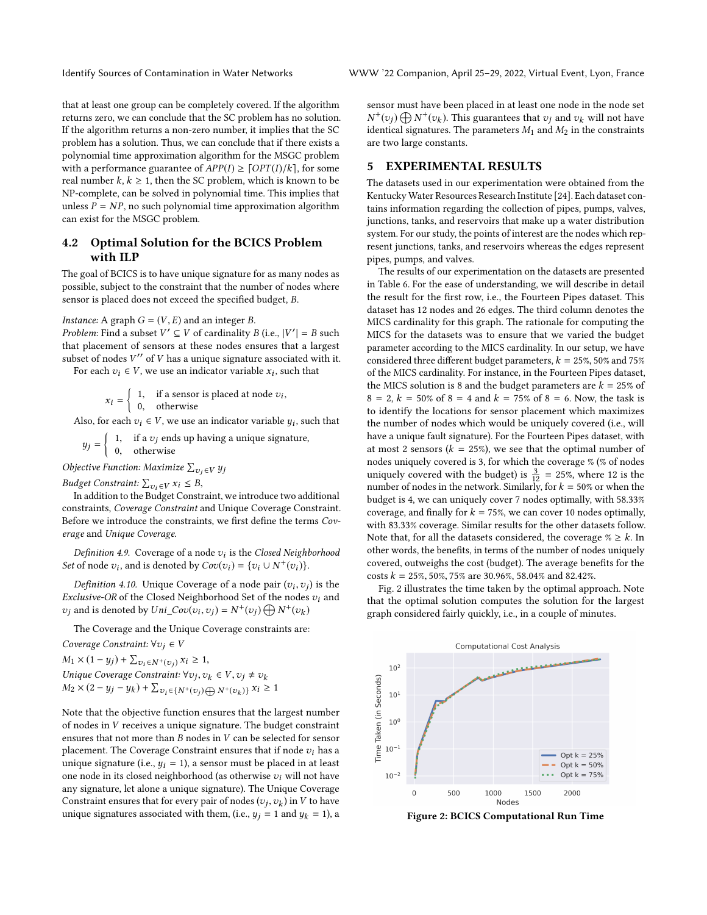that at least one group can be completely covered. If the algorithm returns zero, we can conclude that the SC problem has no solution. If the algorithm returns a non-zero number, it implies that the SC problem has a solution. Thus, we can conclude that if there exists a polynomial time approximation algorithm for the MSGC problem with a performance guarantee of $APP(I) \geq \lceil OPT(I)/k \rceil$, for some real number $k$, $k \geq 1$, then the SC problem, which is known to be NP-complete, can be solved in polynomial time. This implies that unless $P = NP$, no such polynomial time approximation algorithm can exist for the MSGC problem.

### 4.2 Optimal Solution for the BCICS Problem with ILP

The goal of BCICS is to have unique signature for as many nodes as possible, subject to the constraint that the number of nodes where sensor is placed does not exceed the specified budget, $B$.

*Instance:* A graph $G = (V, E)$ and an integer $B$.
*Problem:* Find a subset $V' \subseteq V$ of cardinality $B$ (i.e., $|V'| = B$ such that placement of sensors at these nodes ensures that a largest subset of nodes $V''$ of $V$ has a unique signature associated with it.

For each $v_i \in V$, we use an indicator variable $x_i$, such that

$$x_i = \begin{cases} 1, & \text{if a sensor is placed at node } v_i, \\ 0, & \text{otherwise} \end{cases}$$

Also, for each $v_i \in V$, we use an indicator variable $y_i$, such that

$$y_j = \begin{cases} 1, & \text{if a } v_j \text{ ends up having a unique signature,} \\ 0, & \text{otherwise} \end{cases}$$

*Objective Function: Maximize* $\sum_{v_j \in V} y_j$

*Budget Constraint:* $\sum_{v_i \in V} x_i \leq B$,

In addition to the Budget Constraint, we introduce two additional constraints, *Coverage Constraint* and Unique Coverage Constraint. Before we introduce the constraints, we first define the terms *Coverage* and *Unique Coverage.*

*Definition 4.9.* Coverage of a node $v_i$ is the *Closed Neighborhood Set* of node $v_i$, and is denoted by $Cov(v_i) = \{v_i \cup N^+(v_i)\}$.

*Definition 4.10.* Unique Coverage of a node pair $(v_i, v_j)$ is the *Exclusive-OR* of the Closed Neighborhood Set of the nodes $v_i$ and $v_j$ and is denoted by $Uni\_Cov(v_i, v_j) = N^+(v_j) \bigoplus N^+(v_k)$

The Coverage and the Unique Coverage constraints are:

*Coverage Constraint:* $\forall v_j \in V$
$M_1 \times (1 - y_j) + \sum_{v_i \in N^+(v_j)} x_i \geq 1$,
*Unique Coverage Constraint:* $\forall v_j, v_k \in V, v_j \neq v_k$
$M_2 \times (2 - y_j - y_k) + \sum_{v_i \in \{N^+(v_j) \bigoplus N^+(v_k)\}} x_i \geq 1$

Note that the objective function ensures that the largest number of nodes in $V$ receives a unique signature. The budget constraint ensures that not more than $B$ nodes in $V$ can be selected for sensor placement. The Coverage Constraint ensures that if node $v_i$ has a unique signature (i.e., $y_i = 1$), a sensor must be placed in at least one node in its closed neighborhood (as otherwise $v_i$ will not have any signature, let alone a unique signature). The Unique Coverage Constraint ensures that for every pair of nodes $(v_j, v_k)$ in $V$ to have unique signatures associated with them, (i.e., $y_j = 1$ and $y_k = 1$), a sensor must have been placed in at least one node in the node set $N^+(v_j) \bigoplus N^+(v_k)$. This guarantees that $v_j$ and $v_k$ will not have identical signatures. The parameters $M_1$ and $M_2$ in the constraints are two large constants.

## 5 EXPERIMENTAL RESULTS

The datasets used in our experimentation were obtained from the Kentucky Water Resources Research Institute [24]. Each dataset contains information regarding the collection of pipes, pumps, valves, junctions, tanks, and reservoirs that make up a water distribution system. For our study, the points of interest are the nodes which represent junctions, tanks, and reservoirs whereas the edges represent pipes, pumps, and valves.

The results of our experimentation on the datasets are presented in Table 6. For the ease of understanding, we will describe in detail the result for the first row, i.e., the Fourteen Pipes dataset. This dataset has 12 nodes and 26 edges. The third column denotes the MICS cardinality for this graph. The rationale for computing the MICS for the datasets was to ensure that we varied the budget parameter according to the MICS cardinality. In our setup, we have considered three different budget parameters, $k = 25\%, 50\%$ and $75\%$ of the MICS cardinality. For instance, in the Fourteen Pipes dataset, the MICS solution is 8 and the budget parameters are $k = 25\%$ of $8 = 2$, $k = 50\%$ of $8 = 4$ and $k = 75\%$ of $8 = 6$. Now, the task is to identify the locations for sensor placement which maximizes the number of nodes which would be uniquely covered (i.e., will have a unique fault signature). For the Fourteen Pipes dataset, with at most 2 sensors ($k = 25\%$), we see that the optimal number of nodes uniquely covered is 3, for which the coverage % (% of nodes uniquely covered with the budget) is $\frac{3}{12} = 25\%$, where 12 is the number of nodes in the network. Similarly, for $k = 50\%$ or when the budget is 4, we can uniquely cover 7 nodes optimally, with 58.33% coverage, and finally for $k = 75\%$, we can cover 10 nodes optimally, with 83.33% coverage. Similar results for the other datasets follow. Note that, for all the datasets considered, the coverage % $\geq k$. In other words, the benefits, in terms of the number of nodes uniquely covered, outweighs the cost (budget). The average benefits for the costs $k = 25\%, 50\%, 75\%$ are 30.96%, 58.04% and 82.42%.

Fig. 2 illustrates the time taken by the optimal approach. Note that the optimal solution computes the solution for the largest graph considered fairly quickly, i.e., in a couple of minutes.

**Figure 2: BCICS Computational Run Time**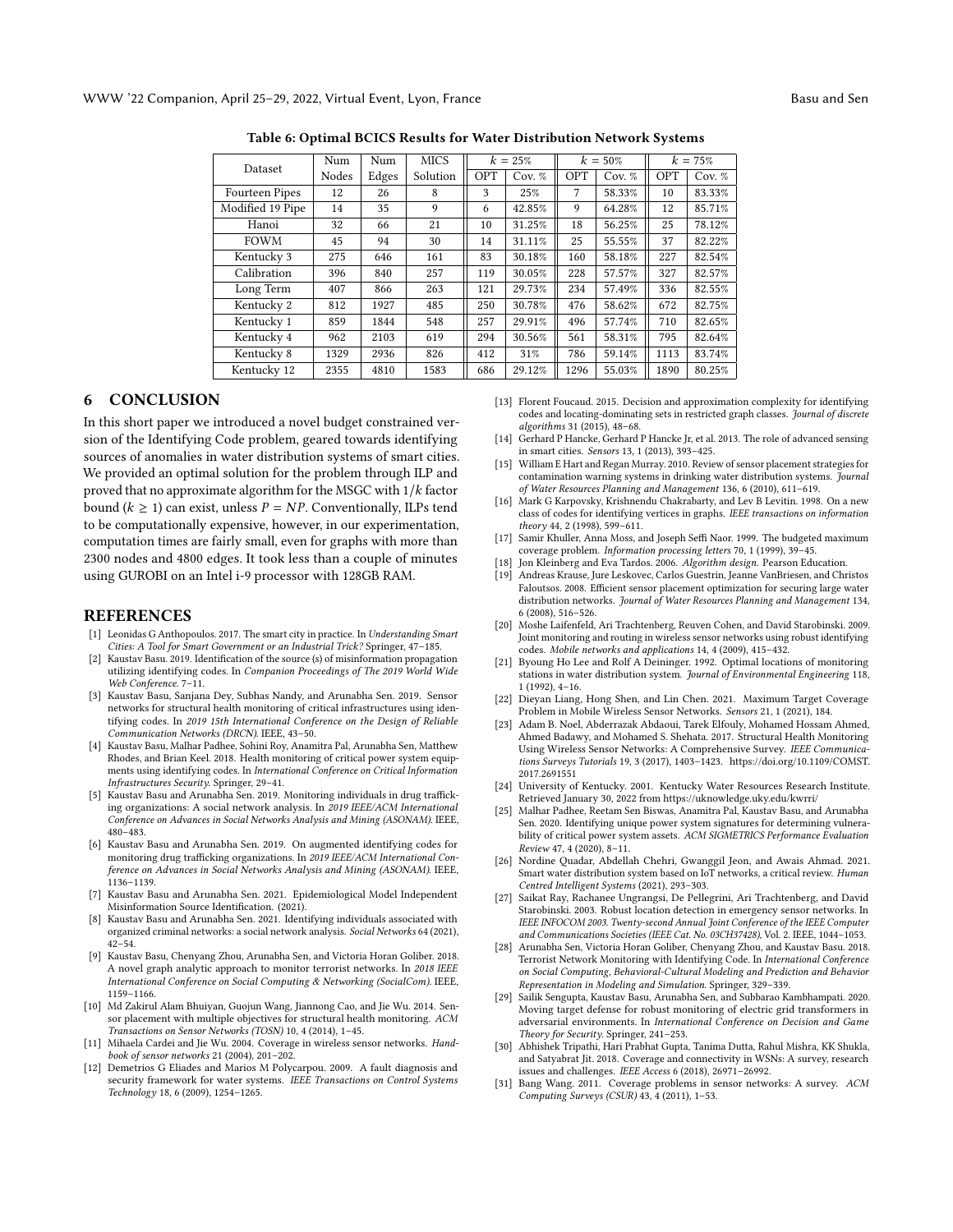Table 6: Optimal BCICS Results for Water Distribution Network Systems

| Dataset | Num Nodes | Num Edges | MICS Solution | $k = 25\%$ | | $k = 50\%$ | | $k = 75\%$ | |
|---|---|---|---|---|---|---|---|---|---|
| | | | | OPT | Cov. % | OPT | Cov. % | OPT | Cov. % |
| Fourteen Pipes | 12 | 26 | 8 | 3 | 25% | 7 | 58.33% | 10 | 83.33% |
| Modified 19 Pipe | 14 | 35 | 9 | 6 | 42.85% | 9 | 64.28% | 12 | 85.71% |
| Hanoi | 32 | 66 | 21 | 10 | 31.25% | 18 | 56.25% | 25 | 78.12% |
| FOWM | 45 | 94 | 30 | 14 | 31.11% | 25 | 55.55% | 37 | 82.22% |
| Kentucky 3 | 275 | 646 | 161 | 83 | 30.18% | 160 | 58.18% | 227 | 82.54% |
| Calibration | 396 | 840 | 257 | 119 | 30.05% | 228 | 57.57% | 327 | 82.57% |
| Long Term | 407 | 866 | 263 | 121 | 29.73% | 234 | 57.49% | 336 | 82.55% |
| Kentucky 2 | 812 | 1927 | 485 | 250 | 30.78% | 476 | 58.62% | 672 | 82.75% |
| Kentucky 1 | 859 | 1844 | 548 | 257 | 29.91% | 496 | 57.74% | 710 | 82.65% |
| Kentucky 4 | 962 | 2103 | 619 | 294 | 30.56% | 561 | 58.31% | 795 | 82.64% |
| Kentucky 8 | 1329 | 2936 | 826 | 412 | 31% | 786 | 59.14% | 1113 | 83.74% |
| Kentucky 12 | 2355 | 4810 | 1583 | 686 | 29.12% | 1296 | 55.03% | 1890 | 80.25% |

## 6 CONCLUSION

In this short paper we introduced a novel budget constrained version of the Identifying Code problem, geared towards identifying sources of anomalies in water distribution systems of smart cities. We provided an optimal solution for the problem through ILP and proved that no approximate algorithm for the MSGC with $1/k$ factor bound ($k \geq 1$) can exist, unless $P = NP$. Conventionally, ILPs tend to be computationally expensive, however, in our experimentation, computation times are fairly small, even for graphs with more than 2300 nodes and 4800 edges. It took less than a couple of minutes using GUROBI on an Intel i-9 processor with 128GB RAM.

## REFERENCES

[1] Leonidas G Anthopoulos. 2017. The smart city in practice. In *Understanding Smart Cities: A Tool for Smart Government or an Industrial Trick?* Springer, 47–185.

[2] Kaustav Basu. 2019. Identification of the source (s) of misinformation propagation utilizing identifying codes. In *Companion Proceedings of The 2019 World Wide Web Conference*. 7–11.

[3] Kaustav Basu, Sanjana Dey, Subhas Nandy, and Arunabha Sen. 2019. Sensor networks for structural health monitoring of critical infrastructures using identifying codes. In *2019 15th International Conference on the Design of Reliable Communication Networks (DRCN)*. IEEE, 43–50.

[4] Kaustav Basu, Malhar Padhee, Sohini Roy, Anamitra Pal, Arunabha Sen, Matthew Rhodes, and Brian Keel. 2018. Health monitoring of critical power system equipments using identifying codes. In *International Conference on Critical Information Infrastructures Security*. Springer, 29–41.

[5] Kaustav Basu and Arunabha Sen. 2019. Monitoring individuals in drug trafficking organizations: A social network analysis. In *2019 IEEE/ACM International Conference on Advances in Social Networks Analysis and Mining (ASONAM)*. IEEE, 480–483.

[6] Kaustav Basu and Arunabha Sen. 2019. On augmented identifying codes for monitoring drug trafficking organizations. In *2019 IEEE/ACM International Conference on Advances in Social Networks Analysis and Mining (ASONAM)*. IEEE, 1136–1139.

[7] Kaustav Basu and Arunabha Sen. 2021. Epidemiological Model Independent Misinformation Source Identification. (2021).

[8] Kaustav Basu and Arunabha Sen. 2021. Identifying individuals associated with organized criminal networks: a social network analysis. *Social Networks* 64 (2021), 42–54.

[9] Kaustav Basu, Chenyang Zhou, Arunabha Sen, and Victoria Horan Goliber. 2018. A novel graph analytic approach to monitor terrorist networks. In *2018 IEEE International Conference on Social Computing & Networking (SocialCom)*. IEEE, 1159–1166.

[10] Md Zakirul Alam Bhuiyan, Guojun Wang, Jiannong Cao, and Jie Wu. 2014. Sensor placement with multiple objectives for structural health monitoring. *ACM Transactions on Sensor Networks (TOSN)* 10, 4 (2014), 1–45.

[11] Mihaela Cardei and Jie Wu. 2004. Coverage in wireless sensor networks. *Handbook of sensor networks* 21 (2004), 201–202.

[12] Demetrios G Eliades and Marios M Polycarpou. 2009. A fault diagnosis and security framework for water systems. *IEEE Transactions on Control Systems Technology* 18, 6 (2009), 1254–1265.

[13] Florent Foucaud. 2015. Decision and approximation complexity for identifying codes and locating-dominating sets in restricted graph classes. *Journal of discrete algorithms* 31 (2015), 48–68.

[14] Gerhard P Hancke, Gerhard P Hancke Jr, et al. 2013. The role of advanced sensing in smart cities. *Sensors* 13, 1 (2013), 393–425.

[15] William E Hart and Regan Murray. 2010. Review of sensor placement strategies for contamination warning systems in drinking water distribution systems. *Journal of Water Resources Planning and Management* 136, 6 (2010), 611–619.

[16] Mark G Karpovsky, Krishnendu Chakrabarty, and Lev B Levitin. 1998. On a new class of codes for identifying vertices in graphs. *IEEE transactions on information theory* 44, 2 (1998), 599–611.

[17] Samir Khuller, Anna Moss, and Joseph Seffi Naor. 1999. The budgeted maximum coverage problem. *Information processing letters* 70, 1 (1999), 39–45.

[18] Jon Kleinberg and Eva Tardos. 2006. *Algorithm design*. Pearson Education.

[19] Andreas Krause, Jure Leskovec, Carlos Guestrin, Jeanne VanBriesen, and Christos Faloutsos. 2008. Efficient sensor placement optimization for securing large water distribution networks. *Journal of Water Resources Planning and Management* 134, 6 (2008), 516–526.

[20] Moshe Laifenfeld, Ari Trachtenberg, Reuven Cohen, and David Starobinski. 2009. Joint monitoring and routing in wireless sensor networks using robust identifying codes. *Mobile networks and applications* 14, 4 (2009), 415–432.

[21] Byoung Ho Lee and Rolf A Deininger. 1992. Optimal locations of monitoring stations in water distribution system. *Journal of Environmental Engineering* 118, 1 (1992), 4–16.

[22] Dieyan Liang, Hong Shen, and Lin Chen. 2021. Maximum Target Coverage Problem in Mobile Wireless Sensor Networks. *Sensors* 21, 1 (2021), 184.

[23] Adam B. Noel, Abderrazak Abdaoui, Tarek Elfouly, Mohamed Hossam Ahmed, Ahmed Badawy, and Mohamed S. Shehata. 2017. Structural Health Monitoring Using Wireless Sensor Networks: A Comprehensive Survey. *IEEE Communications Surveys Tutorials* 19, 3 (2017), 1403–1423. https://doi.org/10.1109/COMST.2017.2691551

[24] University of Kentucky. 2001. Kentucky Water Resources Research Institute. Retrieved January 30, 2022 from https://uknowledge.uky.edu/kwrri/

[25] Malhar Padhee, Reetam Sen Biswas, Anamitra Pal, Kaustav Basu, and Arunabha Sen. 2020. Identifying unique power system signatures for determining vulnerability of critical power system assets. *ACM SIGMETRICS Performance Evaluation Review* 47, 4 (2020), 8–11.

[26] Nordine Quadar, Abdellah Chehri, Gwanggil Jeon, and Awais Ahmad. 2021. Smart water distribution system based on IoT networks, a critical review. *Human Centred Intelligent Systems* (2021), 293–303.

[27] Saikat Ray, Rachanee Ungrangsi, De Pellegrini, Ari Trachtenberg, and David Starobinski. 2003. Robust location detection in emergency sensor networks. In *IEEE INFOCOM 2003. Twenty-second Annual Joint Conference of the IEEE Computer and Communications Societies (IEEE Cat. No. 03CH37428)*, Vol. 2. IEEE, 1044–1053.

[28] Arunabha Sen, Victoria Horan Goliber, Chenyang Zhou, and Kaustav Basu. 2018. Terrorist Network Monitoring with Identifying Code. In *International Conference on Social Computing, Behavioral-Cultural Modeling and Prediction and Behavior Representation in Modeling and Simulation*. Springer, 329–339.

[29] Sailik Sengupta, Kaustav Basu, Arunabha Sen, and Subbarao Kambhampati. 2020. Moving target defense for robust monitoring of electric grid transformers in adversarial environments. In *International Conference on Decision and Game Theory for Security*. Springer, 241–253.

[30] Abhishek Tripathi, Hari Prabhat Gupta, Tanima Dutta, Rahul Mishra, KK Shukla, and Satyabrat Jit. 2018. Coverage and connectivity in WSNs: A survey, research issues and challenges. *IEEE Access* 6 (2018), 26971–26992.

[31] Bang Wang. 2011. Coverage problems in sensor networks: A survey. *ACM Computing Surveys (CSUR)* 43, 4 (2011), 1–53.